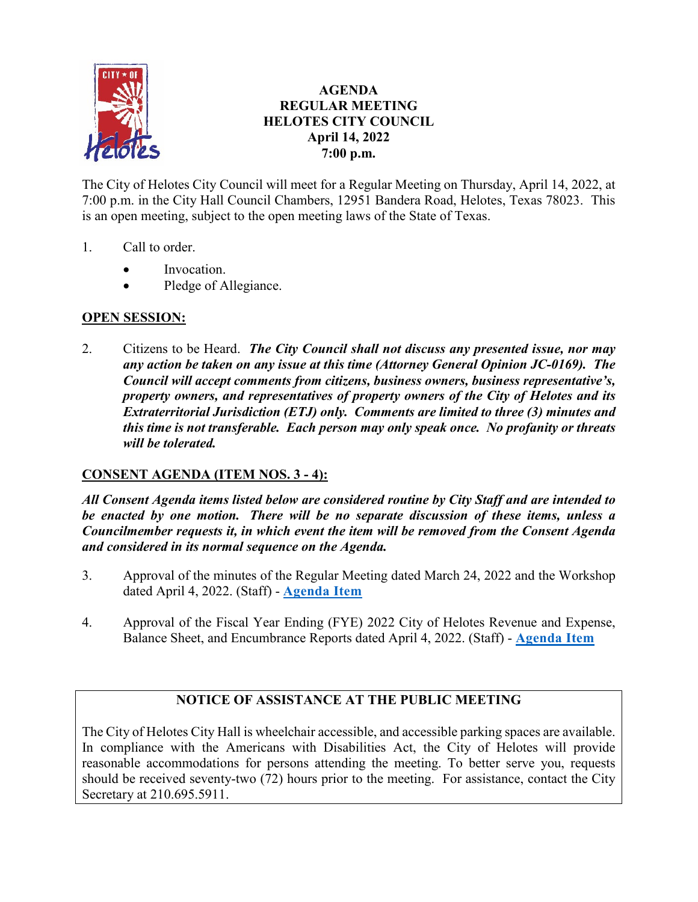# AGENDA
## REGULAR MEETING
## HELOTES CITY COUNCIL
**April 14, 2022**
**7:00 p.m.**

The City of Helotes City Council will meet for a Regular Meeting on Thursday, April 14, 2022, at 7:00 p.m. in the City Hall Council Chambers, 12951 Bandera Road, Helotes, Texas 78023. This is an open meeting, subject to the open meeting laws of the State of Texas.

1. Call to order.
   - Invocation.
   - Pledge of Allegiance.

**OPEN SESSION:**

2. Citizens to be Heard. ***The City Council shall not discuss any presented issue, nor may any action be taken on any issue at this time (Attorney General Opinion JC-0169). The Council will accept comments from citizens, business owners, business representative's, property owners, and representatives of property owners of the City of Helotes and its Extraterritorial Jurisdiction (ETJ) only. Comments are limited to three (3) minutes and this time is not transferable. Each person may only speak once. No profanity or threats will be tolerated.***

**CONSENT AGENDA (ITEM NOS. 3 - 4):**

***All Consent Agenda items listed below are considered routine by City Staff and are intended to be enacted by one motion. There will be no separate discussion of these items, unless a Councilmember requests it, in which event the item will be removed from the Consent Agenda and considered in its normal sequence on the Agenda.***

3. Approval of the minutes of the Regular Meeting dated March 24, 2022 and the Workshop dated April 4, 2022. (Staff) - **Agenda Item**

4. Approval of the Fiscal Year Ending (FYE) 2022 City of Helotes Revenue and Expense, Balance Sheet, and Encumbrance Reports dated April 4, 2022. (Staff) - **Agenda Item**

**NOTICE OF ASSISTANCE AT THE PUBLIC MEETING**

The City of Helotes City Hall is wheelchair accessible, and accessible parking spaces are available. In compliance with the Americans with Disabilities Act, the City of Helotes will provide reasonable accommodations for persons attending the meeting. To better serve you, requests should be received seventy-two (72) hours prior to the meeting. For assistance, contact the City Secretary at 210.695.5911.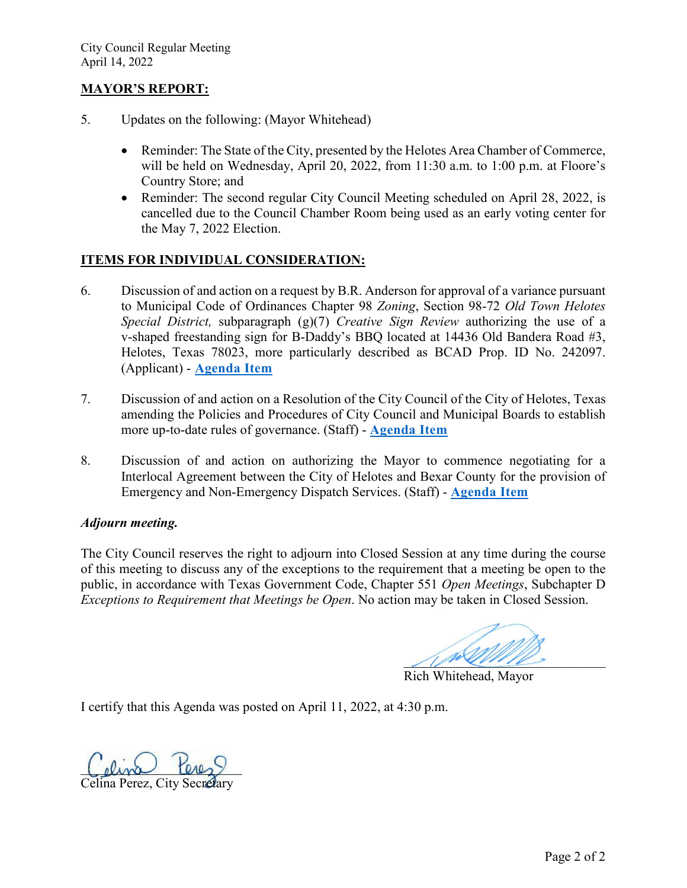City Council Regular Meeting
April 14, 2022

**MAYOR'S REPORT:**

5. Updates on the following: (Mayor Whitehead)

   - Reminder: The State of the City, presented by the Helotes Area Chamber of Commerce, will be held on Wednesday, April 20, 2022, from 11:30 a.m. to 1:00 p.m. at Floore's Country Store; and
   - Reminder: The second regular City Council Meeting scheduled on April 28, 2022, is cancelled due to the Council Chamber Room being used as an early voting center for the May 7, 2022 Election.

**ITEMS FOR INDIVIDUAL CONSIDERATION:**

6. Discussion of and action on a request by B.R. Anderson for approval of a variance pursuant to Municipal Code of Ordinances Chapter 98 *Zoning*, Section 98-72 *Old Town Helotes Special District,* subparagraph (g)(7) *Creative Sign Review* authorizing the use of a v-shaped freestanding sign for B-Daddy's BBQ located at 14436 Old Bandera Road #3, Helotes, Texas 78023, more particularly described as BCAD Prop. ID No. 242097. (Applicant) - **Agenda Item**

7. Discussion of and action on a Resolution of the City Council of the City of Helotes, Texas amending the Policies and Procedures of City Council and Municipal Boards to establish more up-to-date rules of governance. (Staff) - **Agenda Item**

8. Discussion of and action on authorizing the Mayor to commence negotiating for a Interlocal Agreement between the City of Helotes and Bexar County for the provision of Emergency and Non-Emergency Dispatch Services. (Staff) - **Agenda Item**

***Adjourn meeting.***

The City Council reserves the right to adjourn into Closed Session at any time during the course of this meeting to discuss any of the exceptions to the requirement that a meeting be open to the public, in accordance with Texas Government Code, Chapter 551 *Open Meetings*, Subchapter D *Exceptions to Requirement that Meetings be Open*. No action may be taken in Closed Session.

Rich Whitehead, Mayor

I certify that this Agenda was posted on April 11, 2022, at 4:30 p.m.

Celina Perez, City Secretary